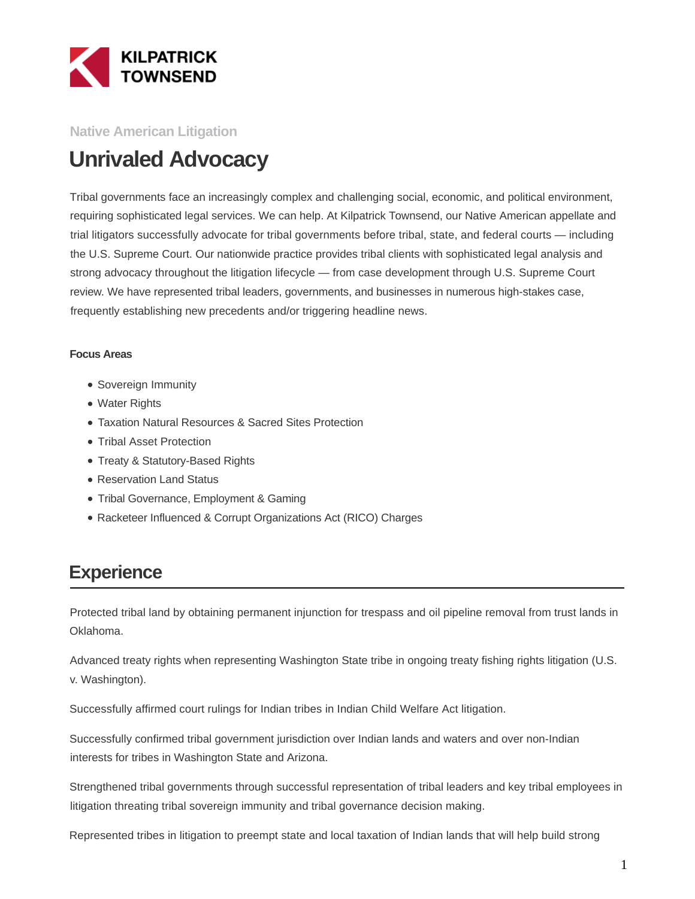KILPATRICK TOWNSEND

Native American Litigation

# Unrivaled Advocacy

Tribal governments face an increasingly complex and challenging social, economic, and political environment, requiring sophisticated legal services. We can help. At Kilpatrick Townsend, our Native American appellate and trial litigators successfully advocate for tribal governments before tribal, state, and federal courts — including the U.S. Supreme Court. Our nationwide practice provides tribal clients with sophisticated legal analysis and strong advocacy throughout the litigation lifecycle — from case development through U.S. Supreme Court review. We have represented tribal leaders, governments, and businesses in numerous high-stakes case, frequently establishing new precedents and/or triggering headline news.

**Focus Areas**

- Sovereign Immunity
- Water Rights
- Taxation Natural Resources & Sacred Sites Protection
- Tribal Asset Protection
- Treaty & Statutory-Based Rights
- Reservation Land Status
- Tribal Governance, Employment & Gaming
- Racketeer Influenced & Corrupt Organizations Act (RICO) Charges

## Experience

Protected tribal land by obtaining permanent injunction for trespass and oil pipeline removal from trust lands in Oklahoma.

Advanced treaty rights when representing Washington State tribe in ongoing treaty fishing rights litigation (U.S. v. Washington).

Successfully affirmed court rulings for Indian tribes in Indian Child Welfare Act litigation.

Successfully confirmed tribal government jurisdiction over Indian lands and waters and over non-Indian interests for tribes in Washington State and Arizona.

Strengthened tribal governments through successful representation of tribal leaders and key tribal employees in litigation threating tribal sovereign immunity and tribal governance decision making.

Represented tribes in litigation to preempt state and local taxation of Indian lands that will help build strong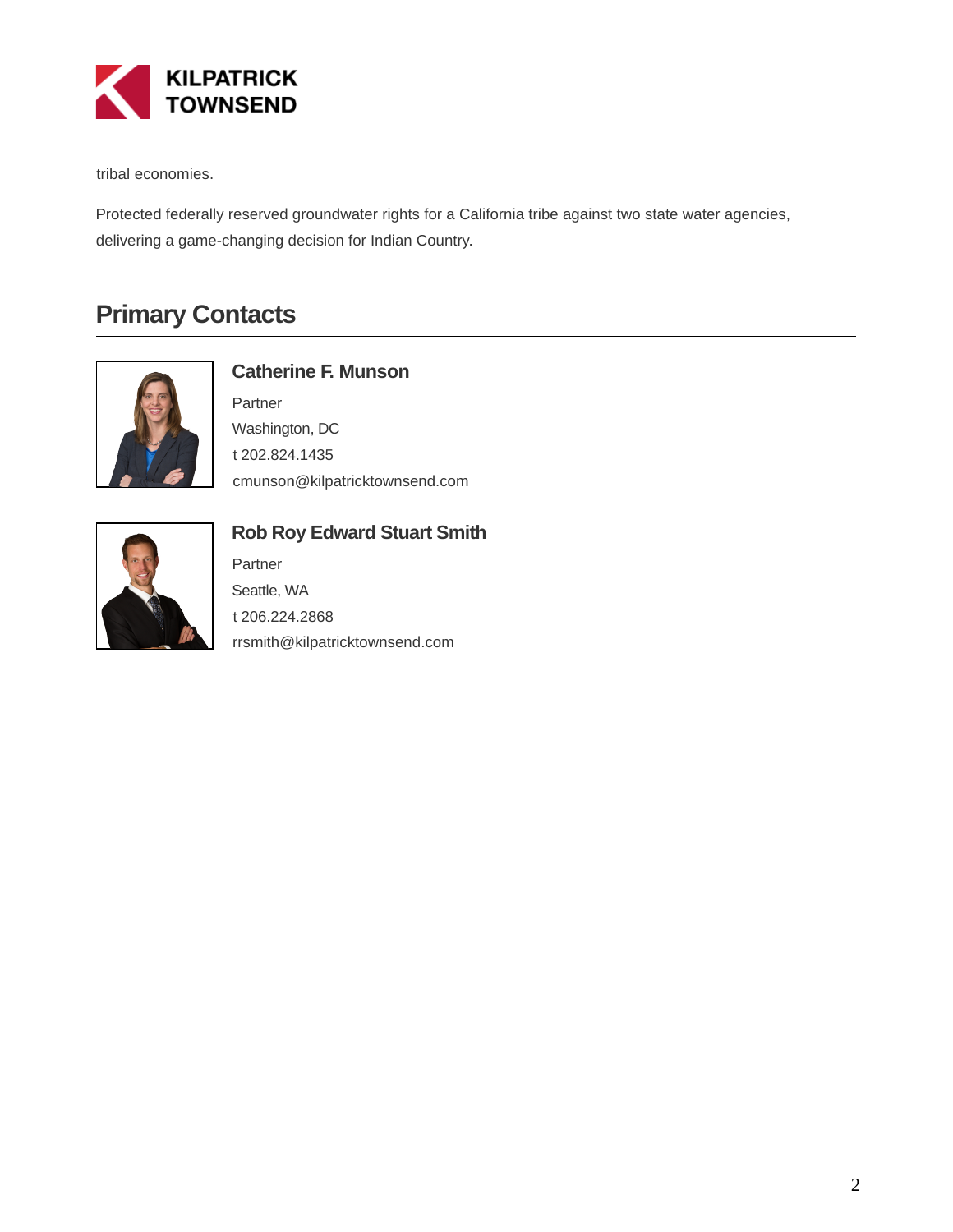tribal economies.

Protected federally reserved groundwater rights for a California tribe against two state water agencies, delivering a game-changing decision for Indian Country.

## Primary Contacts

### Catherine F. Munson

Partner

Washington, DC

t 202.824.1435

cmunson@kilpatricktownsend.com

### Rob Roy Edward Stuart Smith

Partner

Seattle, WA

t 206.224.2868

rrsmith@kilpatricktownsend.com